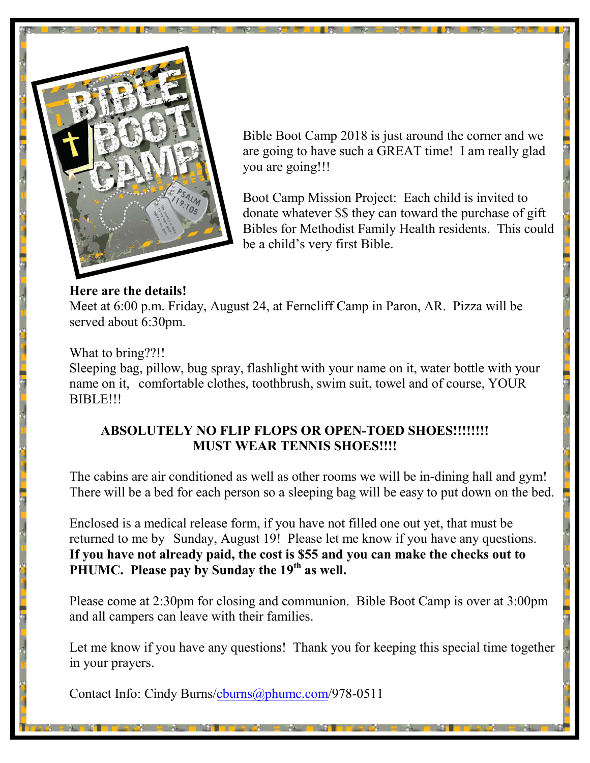Bible Boot Camp 2018 is just around the corner and we are going to have such a GREAT time! I am really glad you are going!!!

Boot Camp Mission Project: Each child is invited to donate whatever $$ they can toward the purchase of gift Bibles for Methodist Family Health residents. This could be a child's very first Bible.

**Here are the details!**

Meet at 6:00 p.m. Friday, August 24, at Ferncliff Camp in Paron, AR. Pizza will be served about 6:30pm.

What to bring??!!

Sleeping bag, pillow, bug spray, flashlight with your name on it, water bottle with your name on it, comfortable clothes, toothbrush, swim suit, towel and of course, YOUR BIBLE!!!

**ABSOLUTELY NO FLIP FLOPS OR OPEN-TOED SHOES!!!!!!!!**
**MUST WEAR TENNIS SHOES!!!!**

The cabins are air conditioned as well as other rooms we will be in-dining hall and gym! There will be a bed for each person so a sleeping bag will be easy to put down on the bed.

Enclosed is a medical release form, if you have not filled one out yet, that must be returned to me by Sunday, August 19! Please let me know if you have any questions. **If you have not already paid, the cost is $55 and you can make the checks out to PHUMC. Please pay by Sunday the 19th as well.**

Please come at 2:30pm for closing and communion. Bible Boot Camp is over at 3:00pm and all campers can leave with their families.

Let me know if you have any questions! Thank you for keeping this special time together in your prayers.

Contact Info: Cindy Burns/cburns@phumc.com/978-0511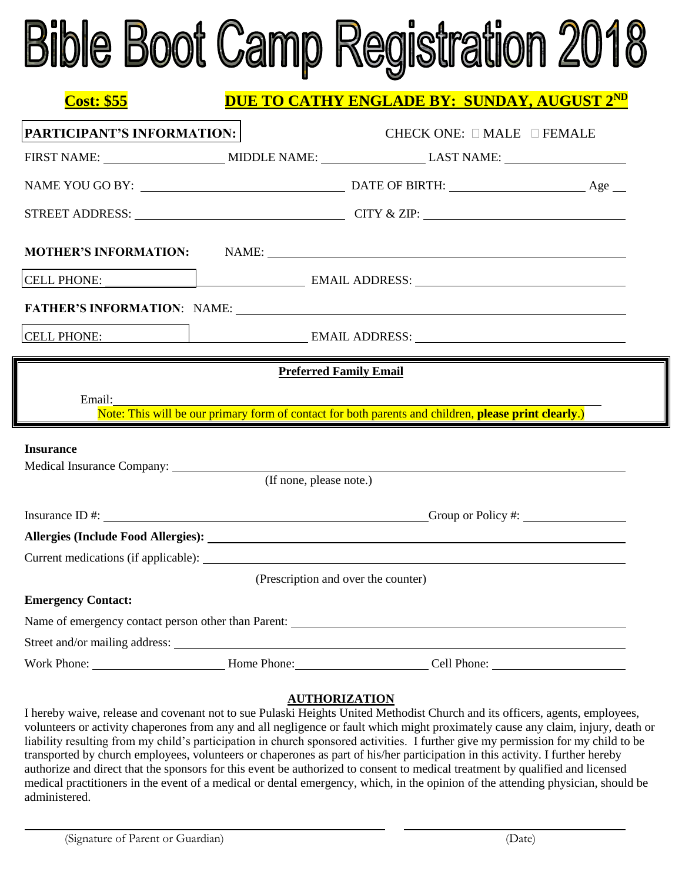# Bible Boot Camp Registration 2018

**Cost: $55** **DUE TO CATHY ENGLADE BY: SUNDAY, AUGUST 2ND**

**PARTICIPANT'S INFORMATION:** CHECK ONE: ☐ MALE ☐ FEMALE

FIRST NAME: ____________ MIDDLE NAME: ____________ LAST NAME: ____________

NAME YOU GO BY: ____________ DATE OF BIRTH: ____________ Age __

STREET ADDRESS: ____________ CITY & ZIP: ____________

**MOTHER'S INFORMATION:** NAME: ____________

CELL PHONE: ____________ EMAIL ADDRESS: ____________

**FATHER'S INFORMATION**: NAME: ____________

CELL PHONE: ____________ EMAIL ADDRESS: ____________

**Preferred Family Email**

Email: ____________

Note: This will be our primary form of contact for both parents and children, **please print clearly**.)

**Insurance**

Medical Insurance Company: ____________
(If none, please note.)

Insurance ID #: ____________ Group or Policy #: ____________

**Allergies (Include Food Allergies):** ____________

Current medications (if applicable): ____________
(Prescription and over the counter)

**Emergency Contact:**

Name of emergency contact person other than Parent: ____________

Street and/or mailing address: ____________

Work Phone: ____________ Home Phone: ____________ Cell Phone: ____________

**AUTHORIZATION**

I hereby waive, release and covenant not to sue Pulaski Heights United Methodist Church and its officers, agents, employees, volunteers or activity chaperones from any and all negligence or fault which might proximately cause any claim, injury, death or liability resulting from my child's participation in church sponsored activities. I further give my permission for my child to be transported by church employees, volunteers or chaperones as part of his/her participation in this activity. I further hereby authorize and direct that the sponsors for this event be authorized to consent to medical treatment by qualified and licensed medical practitioners in the event of a medical or dental emergency, which, in the opinion of the attending physician, should be administered.

____________ ____________
(Signature of Parent or Guardian) (Date)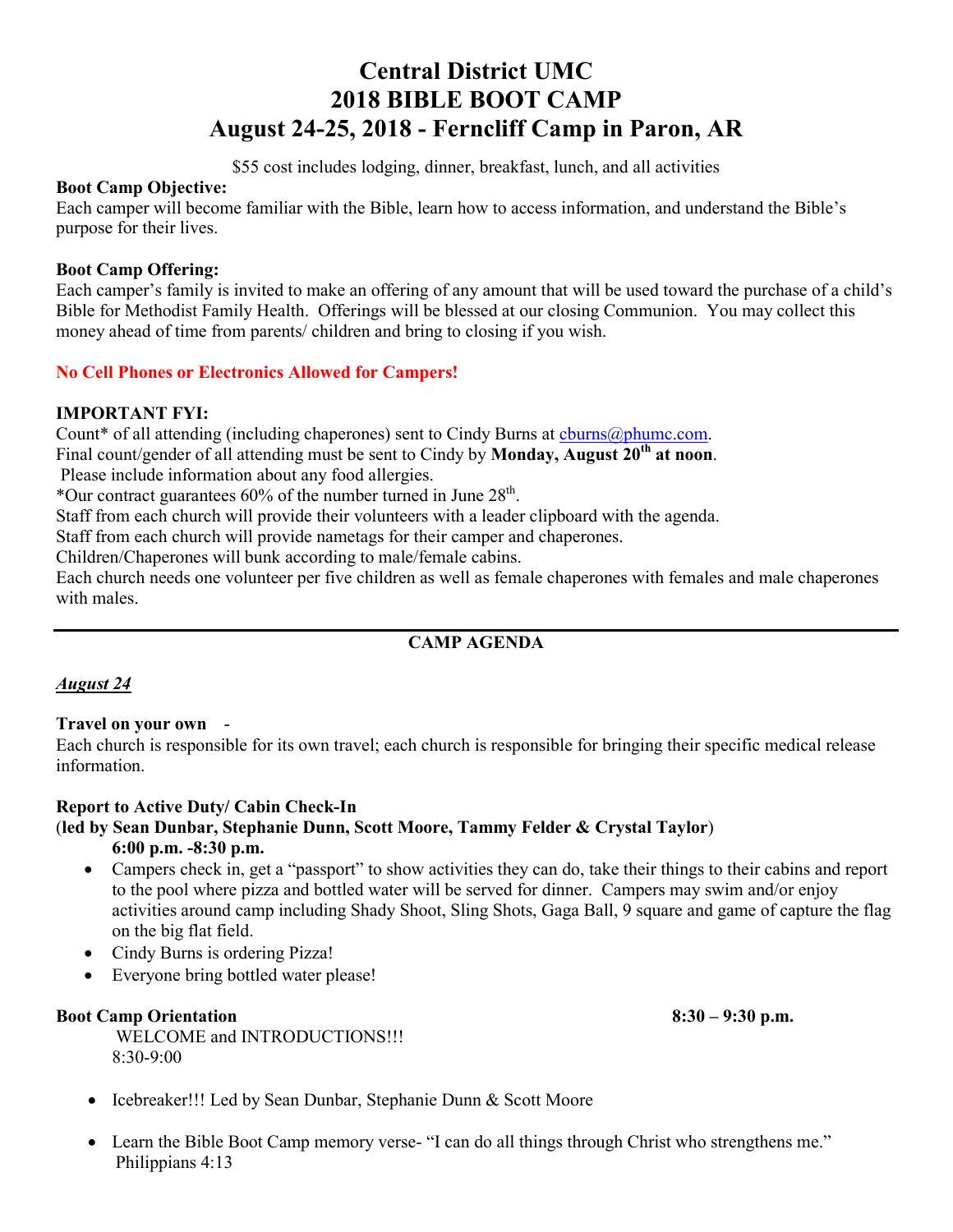# Central District UMC
# 2018 BIBLE BOOT CAMP
# August 24-25, 2018 - Ferncliff Camp in Paron, AR

$55 cost includes lodging, dinner, breakfast, lunch, and all activities

**Boot Camp Objective:**
Each camper will become familiar with the Bible, learn how to access information, and understand the Bible's purpose for their lives.

**Boot Camp Offering:**
Each camper's family is invited to make an offering of any amount that will be used toward the purchase of a child's Bible for Methodist Family Health. Offerings will be blessed at our closing Communion. You may collect this money ahead of time from parents/ children and bring to closing if you wish.

**No Cell Phones or Electronics Allowed for Campers!**

**IMPORTANT FYI:**
Count* of all attending (including chaperones) sent to Cindy Burns at cburns@phumc.com.
Final count/gender of all attending must be sent to Cindy by **Monday, August 20th at noon**.
Please include information about any food allergies.
*Our contract guarantees 60% of the number turned in June 28th.
Staff from each church will provide their volunteers with a leader clipboard with the agenda.
Staff from each church will provide nametags for their camper and chaperones.
Children/Chaperones will bunk according to male/female cabins.
Each church needs one volunteer per five children as well as female chaperones with females and male chaperones with males.

---

**CAMP AGENDA**

***August 24***

**Travel on your own** -
Each church is responsible for its own travel; each church is responsible for bringing their specific medical release information.

**Report to Active Duty/ Cabin Check-In**
(**led by Sean Dunbar, Stephanie Dunn, Scott Moore, Tammy Felder & Crystal Taylor**)
**6:00 p.m. -8:30 p.m.**

- Campers check in, get a "passport" to show activities they can do, take their things to their cabins and report to the pool where pizza and bottled water will be served for dinner. Campers may swim and/or enjoy activities around camp including Shady Shoot, Sling Shots, Gaga Ball, 9 square and game of capture the flag on the big flat field.
- Cindy Burns is ordering Pizza!
- Everyone bring bottled water please!

**Boot Camp Orientation** **8:30 – 9:30 p.m.**
WELCOME and INTRODUCTIONS!!!
8:30-9:00

- Icebreaker!!! Led by Sean Dunbar, Stephanie Dunn & Scott Moore
- Learn the Bible Boot Camp memory verse- "I can do all things through Christ who strengthens me." Philippians 4:13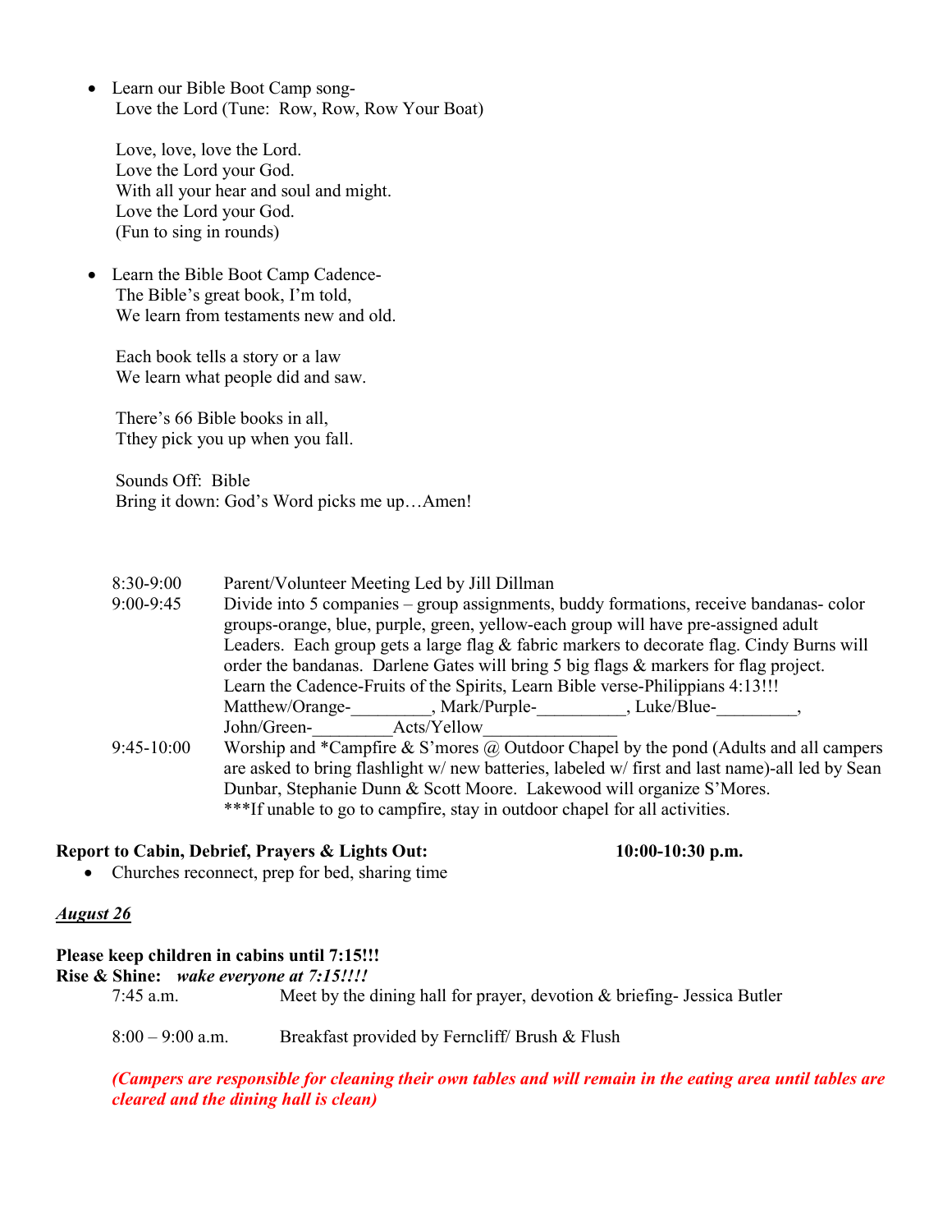- Learn our Bible Boot Camp song-
  Love the Lord (Tune: Row, Row, Row Your Boat)

  Love, love, love the Lord.
  Love the Lord your God.
  With all your hear and soul and might.
  Love the Lord your God.
  (Fun to sing in rounds)

- Learn the Bible Boot Camp Cadence-
  The Bible's great book, I'm told,
  We learn from testaments new and old.

  Each book tells a story or a law
  We learn what people did and saw.

  There's 66 Bible books in all,
  Tthey pick you up when you fall.

  Sounds Off: Bible
  Bring it down: God's Word picks me up…Amen!

| | |
|---|---|
| 8:30-9:00 | Parent/Volunteer Meeting Led by Jill Dillman |
| 9:00-9:45 | Divide into 5 companies – group assignments, buddy formations, receive bandanas- color groups-orange, blue, purple, green, yellow-each group will have pre-assigned adult Leaders. Each group gets a large flag & fabric markers to decorate flag. Cindy Burns will order the bandanas. Darlene Gates will bring 5 big flags & markers for flag project. Learn the Cadence-Fruits of the Spirits, Learn Bible verse-Philippians 4:13!!! Matthew/Orange-_________, Mark/Purple-__________, Luke/Blue-_________, John/Green-_________Acts/Yellow_______________ |
| 9:45-10:00 | Worship and *Campfire & S'mores @ Outdoor Chapel by the pond (Adults and all campers are asked to bring flashlight w/ new batteries, labeled w/ first and last name)-all led by Sean Dunbar, Stephanie Dunn & Scott Moore. Lakewood will organize S'Mores. ***If unable to go to campfire, stay in outdoor chapel for all activities. |

**Report to Cabin, Debrief, Prayers & Lights Out:** **10:00-10:30 p.m.**

- Churches reconnect, prep for bed, sharing time

***August 26***

**Please keep children in cabins until 7:15!!!**
**Rise & Shine:** ***wake everyone at 7:15!!!!***

| | |
|---|---|
| 7:45 a.m. | Meet by the dining hall for prayer, devotion & briefing- Jessica Butler |
| 8:00 – 9:00 a.m. | Breakfast provided by Ferncliff/ Brush & Flush |

***(Campers are responsible for cleaning their own tables and will remain in the eating area until tables are cleared and the dining hall is clean)***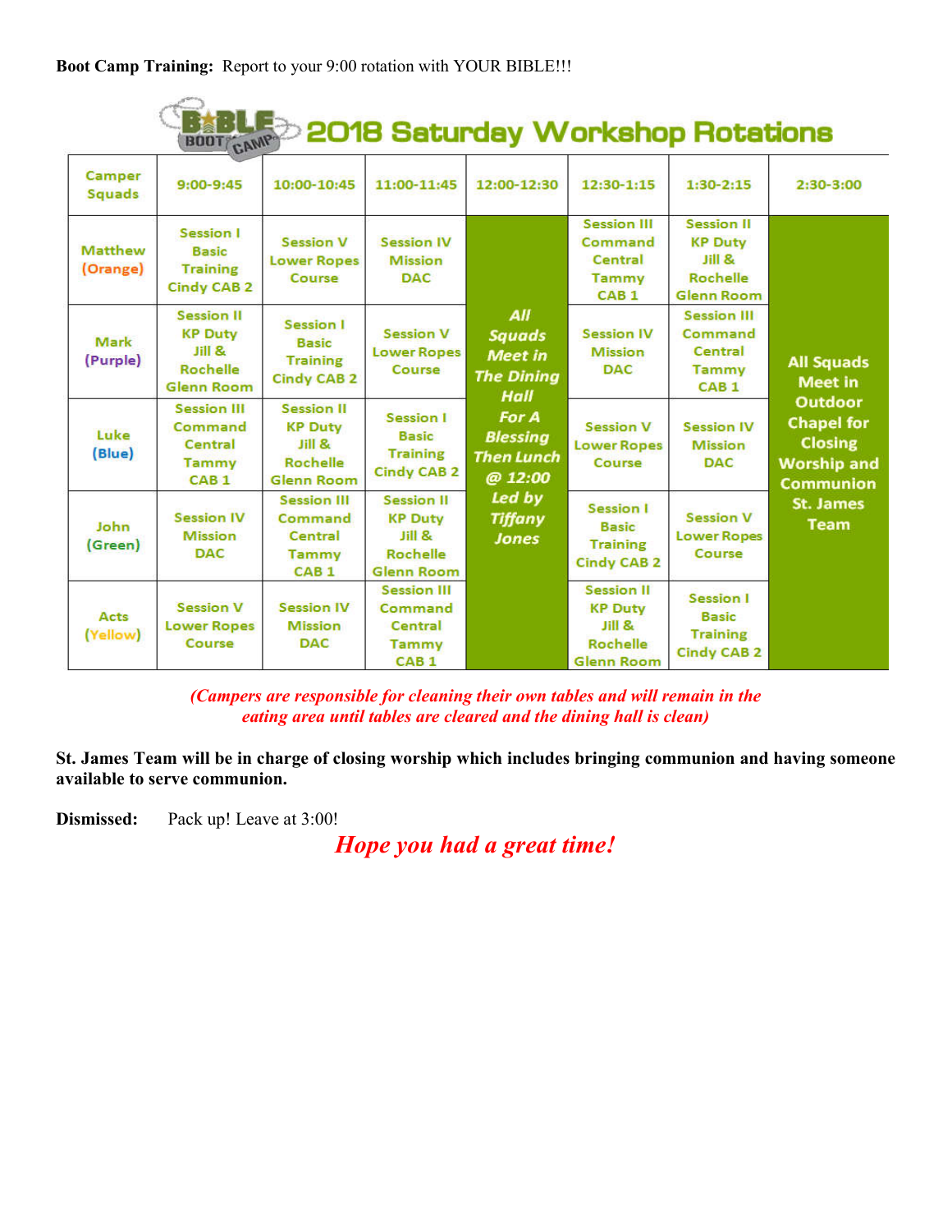**Boot Camp Training:** Report to your 9:00 rotation with YOUR BIBLE!!!

## Bible Boot Camp 2018 Saturday Workshop Rotations

| Camper Squads | 9:00-9:45 | 10:00-10:45 | 11:00-11:45 | 12:00-12:30 | 12:30-1:15 | 1:30-2:15 | 2:30-3:00 |
|---|---|---|---|---|---|---|---|
| Matthew (Orange) | Session I Basic Training Cindy CAB 2 | Session V Lower Ropes Course | Session IV Mission DAC | All Squads Meet in The Dining Hall For A Blessing Then Lunch @ 12:00 Led by Tiffany Jones | Session III Command Central Tammy CAB 1 | Session II KP Duty Jill & Rochelle Glenn Room | All Squads Meet in Outdoor Chapel for Closing Worship and Communion St. James Team |
| Mark (Purple) | Session II KP Duty Jill & Rochelle Glenn Room | Session I Basic Training Cindy CAB 2 | Session V Lower Ropes Course | | Session IV Mission DAC | Session III Command Central Tammy CAB 1 | |
| Luke (Blue) | Session III Command Central Tammy CAB 1 | Session II KP Duty Jill & Rochelle Glenn Room | Session I Basic Training Cindy CAB 2 | | Session V Lower Ropes Course | Session IV Mission DAC | |
| John (Green) | Session IV Mission DAC | Session III Command Central Tammy CAB 1 | Session II KP Duty Jill & Rochelle Glenn Room | | Session I Basic Training Cindy CAB 2 | Session V Lower Ropes Course | |
| Acts (Yellow) | Session V Lower Ropes Course | Session IV Mission DAC | Session III Command Central Tammy CAB 1 | | Session II KP Duty Jill & Rochelle Glenn Room | Session I Basic Training Cindy CAB 2 | |

*(Campers are responsible for cleaning their own tables and will remain in the eating area until tables are cleared and the dining hall is clean)*

**St. James Team will be in charge of closing worship which includes bringing communion and having someone available to serve communion.**

**Dismissed:** Pack up! Leave at 3:00!

***Hope you had a great time!***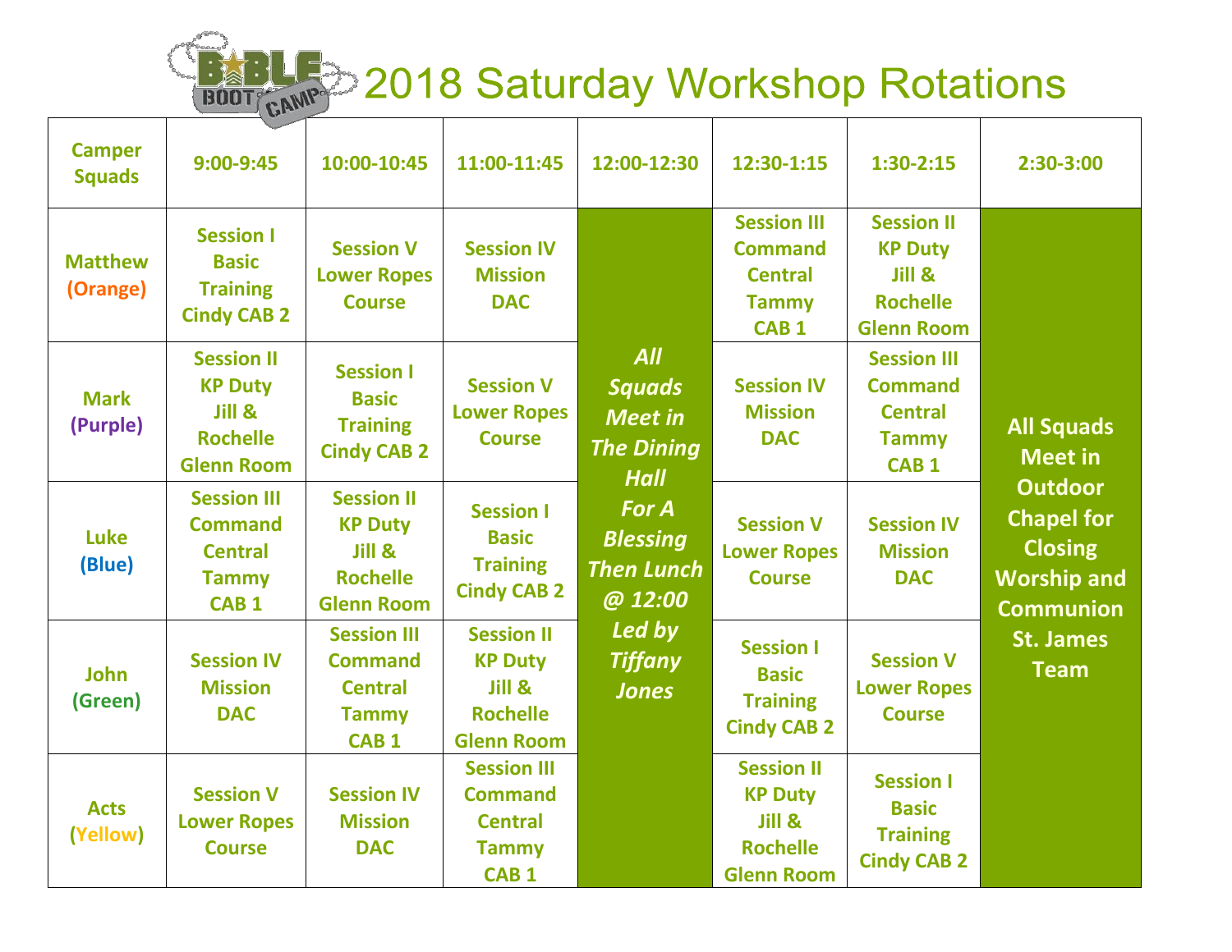# 2018 Saturday Workshop Rotations

| Camper Squads | 9:00-9:45 | 10:00-10:45 | 11:00-11:45 | 12:00-12:30 | 12:30-1:15 | 1:30-2:15 | 2:30-3:00 |
|---|---|---|---|---|---|---|---|
| Matthew (Orange) | Session I Basic Training Cindy CAB 2 | Session V Lower Ropes Course | Session IV Mission DAC | *All Squads Meet in The Dining Hall For A Blessing Then Lunch @ 12:00 Led by Tiffany Jones* | Session III Command Central Tammy CAB 1 | Session II KP Duty Jill & Rochelle Glenn Room | All Squads Meet in Outdoor Chapel for Closing Worship and Communion St. James Team |
| Mark (Purple) | Session II KP Duty Jill & Rochelle Glenn Room | Session I Basic Training Cindy CAB 2 | Session V Lower Ropes Course | | Session IV Mission DAC | Session III Command Central Tammy CAB 1 | |
| Luke (Blue) | Session III Command Central Tammy CAB 1 | Session II KP Duty Jill & Rochelle Glenn Room | Session I Basic Training Cindy CAB 2 | | Session V Lower Ropes Course | Session IV Mission DAC | |
| John (Green) | Session IV Mission DAC | Session III Command Central Tammy CAB 1 | Session II KP Duty Jill & Rochelle Glenn Room | | Session I Basic Training Cindy CAB 2 | Session V Lower Ropes Course | |
| Acts (Yellow) | Session V Lower Ropes Course | Session IV Mission DAC | Session III Command Central Tammy CAB 1 | | Session II KP Duty Jill & Rochelle Glenn Room | Session I Basic Training Cindy CAB 2 | |